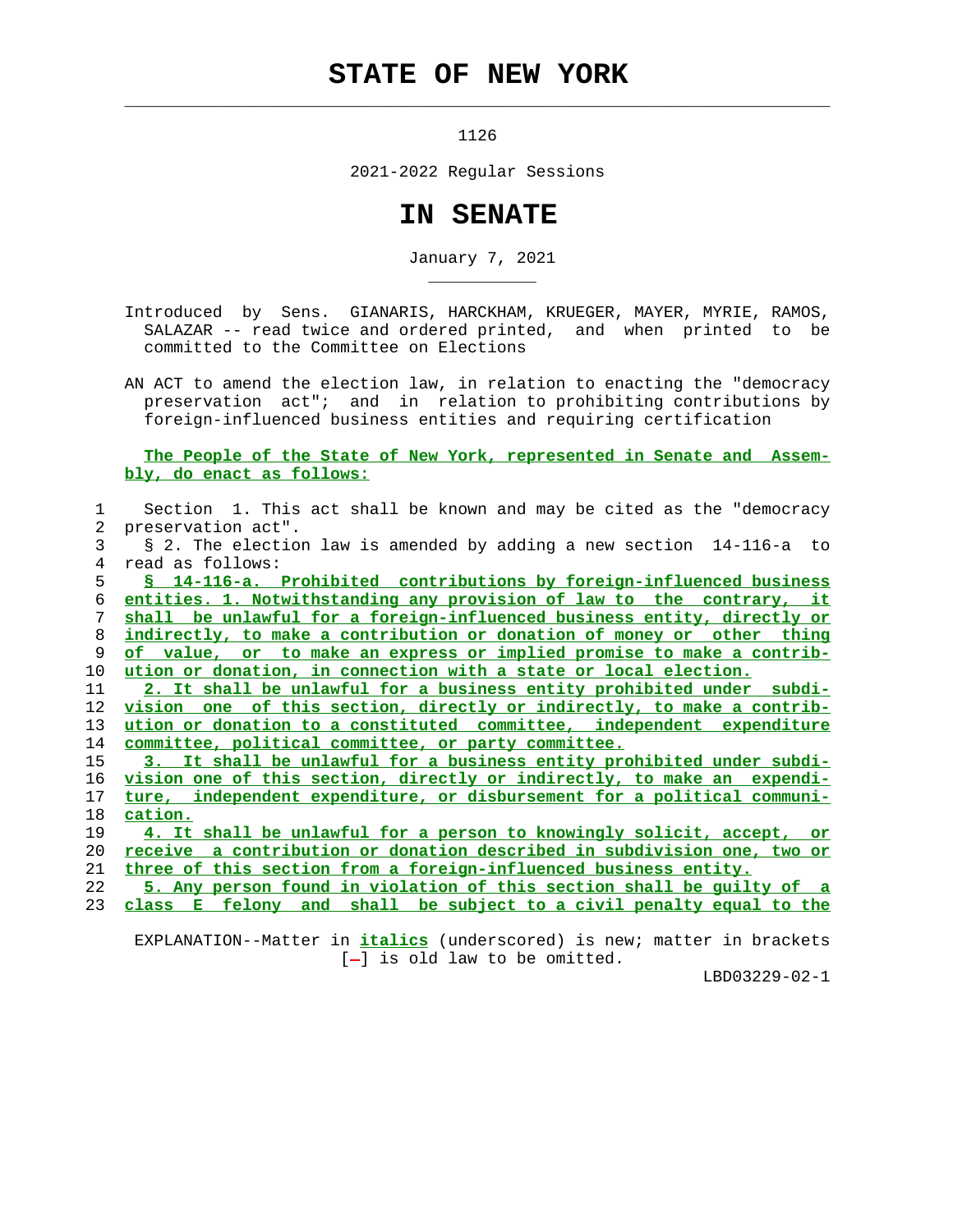# STATE OF NEW YORK

1126

2021-2022 Regular Sessions

# IN SENATE

January 7, 2021

Introduced by Sens. GIANARIS, HARCKHAM, KRUEGER, MAYER, MYRIE, RAMOS, SALAZAR -- read twice and ordered printed, and when printed to be committed to the Committee on Elections

AN ACT to amend the election law, in relation to enacting the "democracy preservation act"; and in relation to prohibiting contributions by foreign-influenced business entities and requiring certification

The People of the State of New York, represented in Senate and Assembly, do enact as follows:

Section 1. This act shall be known and may be cited as the "democracy preservation act".

§ 2. The election law is amended by adding a new section 14-116-a to read as follows:

*§ 14-116-a. Prohibited contributions by foreign-influenced business entities. 1. Notwithstanding any provision of law to the contrary, it shall be unlawful for a foreign-influenced business entity, directly or indirectly, to make a contribution or donation of money or other thing of value, or to make an express or implied promise to make a contribution or donation, in connection with a state or local election.*

*2. It shall be unlawful for a business entity prohibited under subdivision one of this section, directly or indirectly, to make a contribution or donation to a constituted committee, independent expenditure committee, political committee, or party committee.*

*3. It shall be unlawful for a business entity prohibited under subdivision one of this section, directly or indirectly, to make an expenditure, independent expenditure, or disbursement for a political communication.*

*4. It shall be unlawful for a person to knowingly solicit, accept, or receive a contribution or donation described in subdivision one, two or three of this section from a foreign-influenced business entity.*

*5. Any person found in violation of this section shall be guilty of a class E felony and shall be subject to a civil penalty equal to the*

EXPLANATION--Matter in *italics* (underscored) is new; matter in brackets [-] is old law to be omitted.

LBD03229-02-1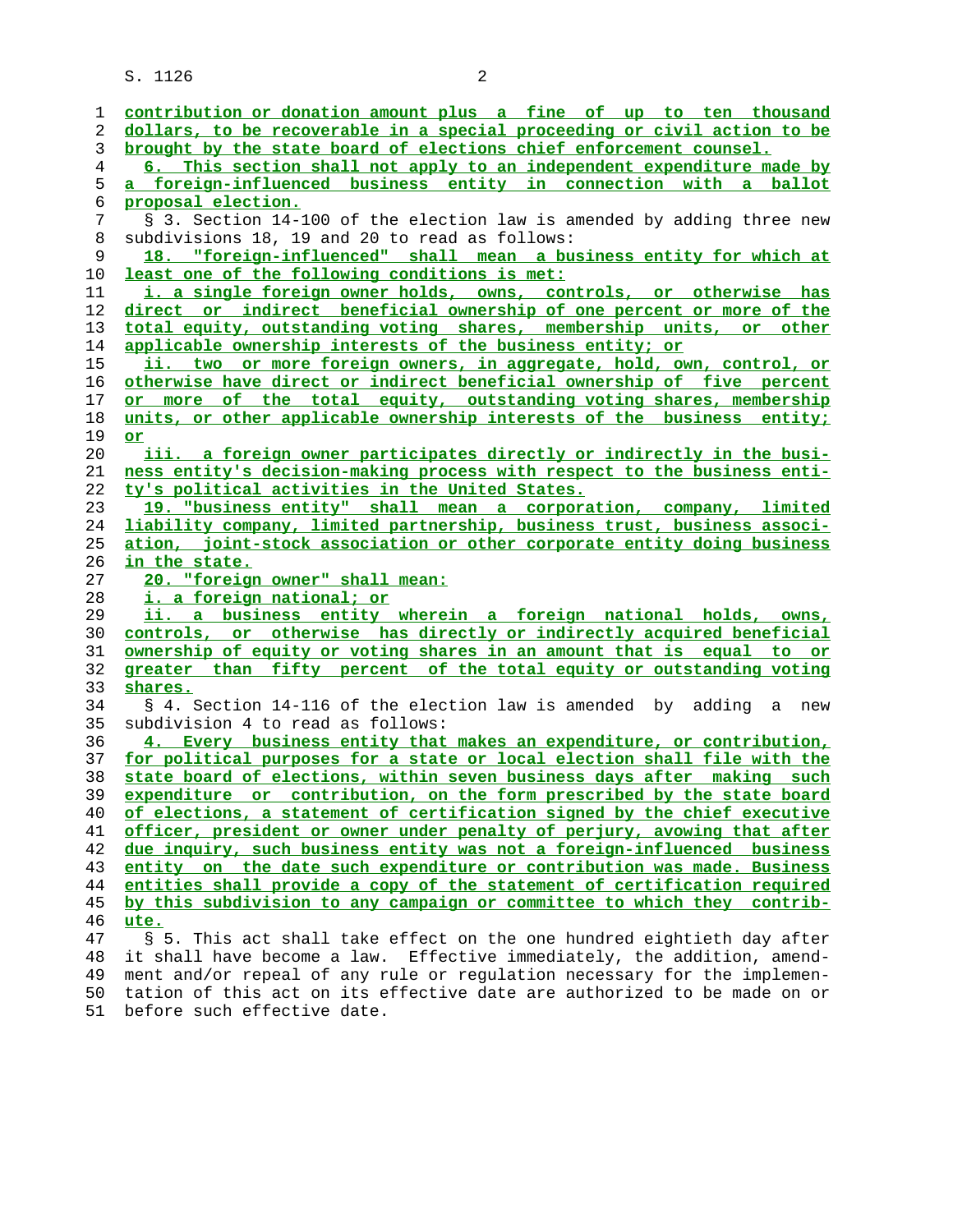contribution or donation amount plus a fine of up to ten thousand dollars, to be recoverable in a special proceeding or civil action to be brought by the state board of elections chief enforcement counsel.

6. This section shall not apply to an independent expenditure made by a foreign-influenced business entity in connection with a ballot proposal election.

§ 3. Section 14-100 of the election law is amended by adding three new subdivisions 18, 19 and 20 to read as follows:

18. "foreign-influenced" shall mean a business entity for which at least one of the following conditions is met:

i. a single foreign owner holds, owns, controls, or otherwise has direct or indirect beneficial ownership of one percent or more of the total equity, outstanding voting shares, membership units, or other applicable ownership interests of the business entity; or

ii. two or more foreign owners, in aggregate, hold, own, control, or otherwise have direct or indirect beneficial ownership of five percent or more of the total equity, outstanding voting shares, membership units, or other applicable ownership interests of the business entity; or

iii. a foreign owner participates directly or indirectly in the business entity's decision-making process with respect to the business entity's political activities in the United States.

19. "business entity" shall mean a corporation, company, limited liability company, limited partnership, business trust, business association, joint-stock association or other corporate entity doing business in the state.

20. "foreign owner" shall mean:

i. a foreign national; or

ii. a business entity wherein a foreign national holds, owns, controls, or otherwise has directly or indirectly acquired beneficial ownership of equity or voting shares in an amount that is equal to or greater than fifty percent of the total equity or outstanding voting shares.

§ 4. Section 14-116 of the election law is amended by adding a new subdivision 4 to read as follows:

4. Every business entity that makes an expenditure, or contribution, for political purposes for a state or local election shall file with the state board of elections, within seven business days after making such expenditure or contribution, on the form prescribed by the state board of elections, a statement of certification signed by the chief executive officer, president or owner under penalty of perjury, avowing that after due inquiry, such business entity was not a foreign-influenced business entity on the date such expenditure or contribution was made. Business entities shall provide a copy of the statement of certification required by this subdivision to any campaign or committee to which they contribute.

§ 5. This act shall take effect on the one hundred eightieth day after it shall have become a law. Effective immediately, the addition, amendment and/or repeal of any rule or regulation necessary for the implementation of this act on its effective date are authorized to be made on or before such effective date.